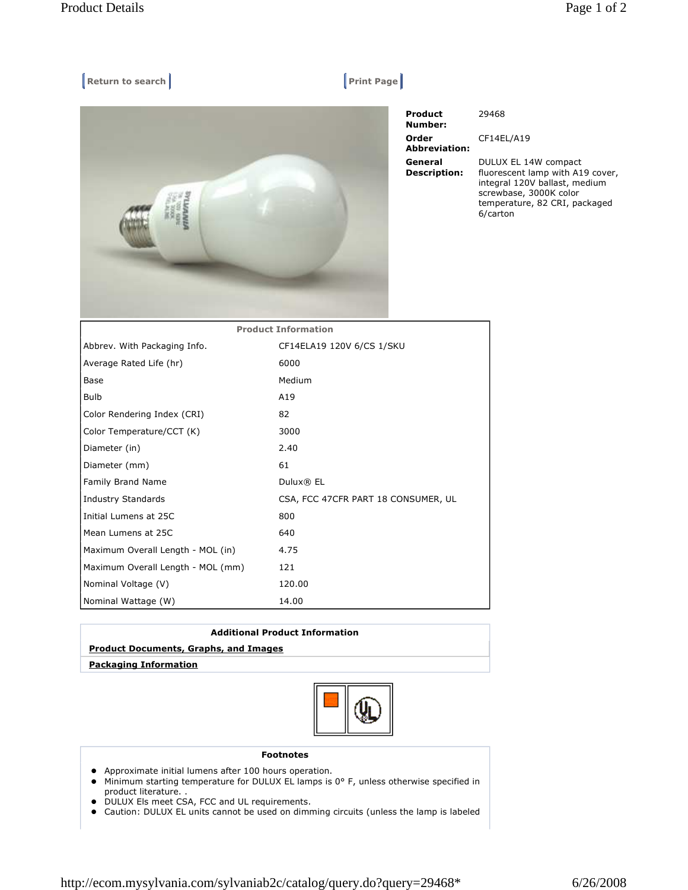Return to search    Print Page

| | |
|---|---|
| **Product Number:** | 29468 |
| **Order Abbreviation:** | CF14EL/A19 |
| **General Description:** | DULUX EL 14W compact fluorescent lamp with A19 cover, integral 120V ballast, medium screwbase, 3000K color temperature, 82 CRI, packaged 6/carton |

| Product Information | |
|---|---|
| Abbrev. With Packaging Info. | CF14ELA19 120V 6/CS 1/SKU |
| Average Rated Life (hr) | 6000 |
| Base | Medium |
| Bulb | A19 |
| Color Rendering Index (CRI) | 82 |
| Color Temperature/CCT (K) | 3000 |
| Diameter (in) | 2.40 |
| Diameter (mm) | 61 |
| Family Brand Name | Dulux® EL |
| Industry Standards | CSA, FCC 47CFR PART 18 CONSUMER, UL |
| Initial Lumens at 25C | 800 |
| Mean Lumens at 25C | 640 |
| Maximum Overall Length - MOL (in) | 4.75 |
| Maximum Overall Length - MOL (mm) | 121 |
| Nominal Voltage (V) | 120.00 |
| Nominal Wattage (W) | 14.00 |

**Additional Product Information**

**Product Documents, Graphs, and Images**

**Packaging Information**

**Footnotes**

- Approximate initial lumens after 100 hours operation.
- Minimum starting temperature for DULUX EL lamps is 0° F, unless otherwise specified in product literature. .
- DULUX Els meet CSA, FCC and UL requirements.
- Caution: DULUX EL units cannot be used on dimming circuits (unless the lamp is labeled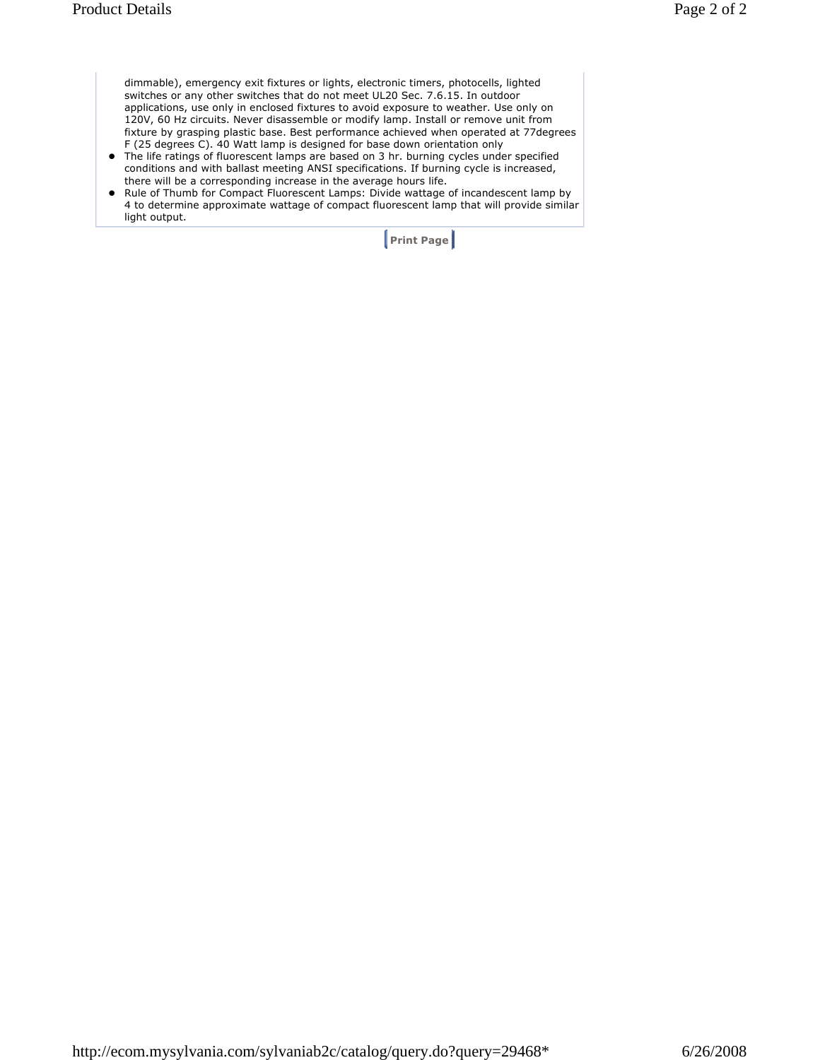dimmable), emergency exit fixtures or lights, electronic timers, photocells, lighted switches or any other switches that do not meet UL20 Sec. 7.6.15. In outdoor applications, use only in enclosed fixtures to avoid exposure to weather. Use only on 120V, 60 Hz circuits. Never disassemble or modify lamp. Install or remove unit from fixture by grasping plastic base. Best performance achieved when operated at 77degrees F (25 degrees C). 40 Watt lamp is designed for base down orientation only

- The life ratings of fluorescent lamps are based on 3 hr. burning cycles under specified conditions and with ballast meeting ANSI specifications. If burning cycle is increased, there will be a corresponding increase in the average hours life.
- Rule of Thumb for Compact Fluorescent Lamps: Divide wattage of incandescent lamp by 4 to determine approximate wattage of compact fluorescent lamp that will provide similar light output.

Print Page